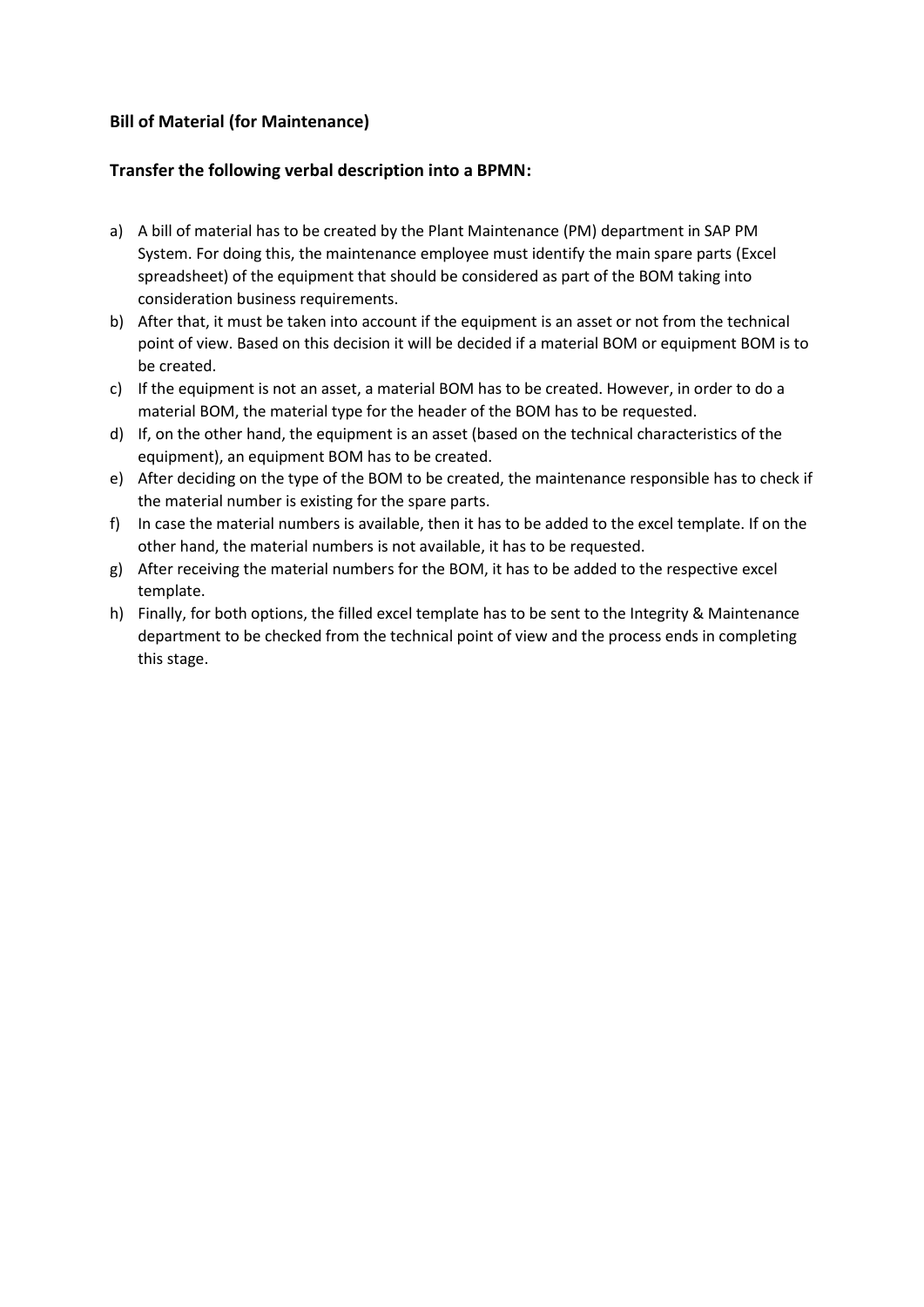**Bill of Material (for Maintenance)**

**Transfer the following verbal description into a BPMN:**

a) A bill of material has to be created by the Plant Maintenance (PM) department in SAP PM System. For doing this, the maintenance employee must identify the main spare parts (Excel spreadsheet) of the equipment that should be considered as part of the BOM taking into consideration business requirements.

b) After that, it must be taken into account if the equipment is an asset or not from the technical point of view. Based on this decision it will be decided if a material BOM or equipment BOM is to be created.

c) If the equipment is not an asset, a material BOM has to be created. However, in order to do a material BOM, the material type for the header of the BOM has to be requested.

d) If, on the other hand, the equipment is an asset (based on the technical characteristics of the equipment), an equipment BOM has to be created.

e) After deciding on the type of the BOM to be created, the maintenance responsible has to check if the material number is existing for the spare parts.

f) In case the material numbers is available, then it has to be added to the excel template. If on the other hand, the material numbers is not available, it has to be requested.

g) After receiving the material numbers for the BOM, it has to be added to the respective excel template.

h) Finally, for both options, the filled excel template has to be sent to the Integrity & Maintenance department to be checked from the technical point of view and the process ends in completing this stage.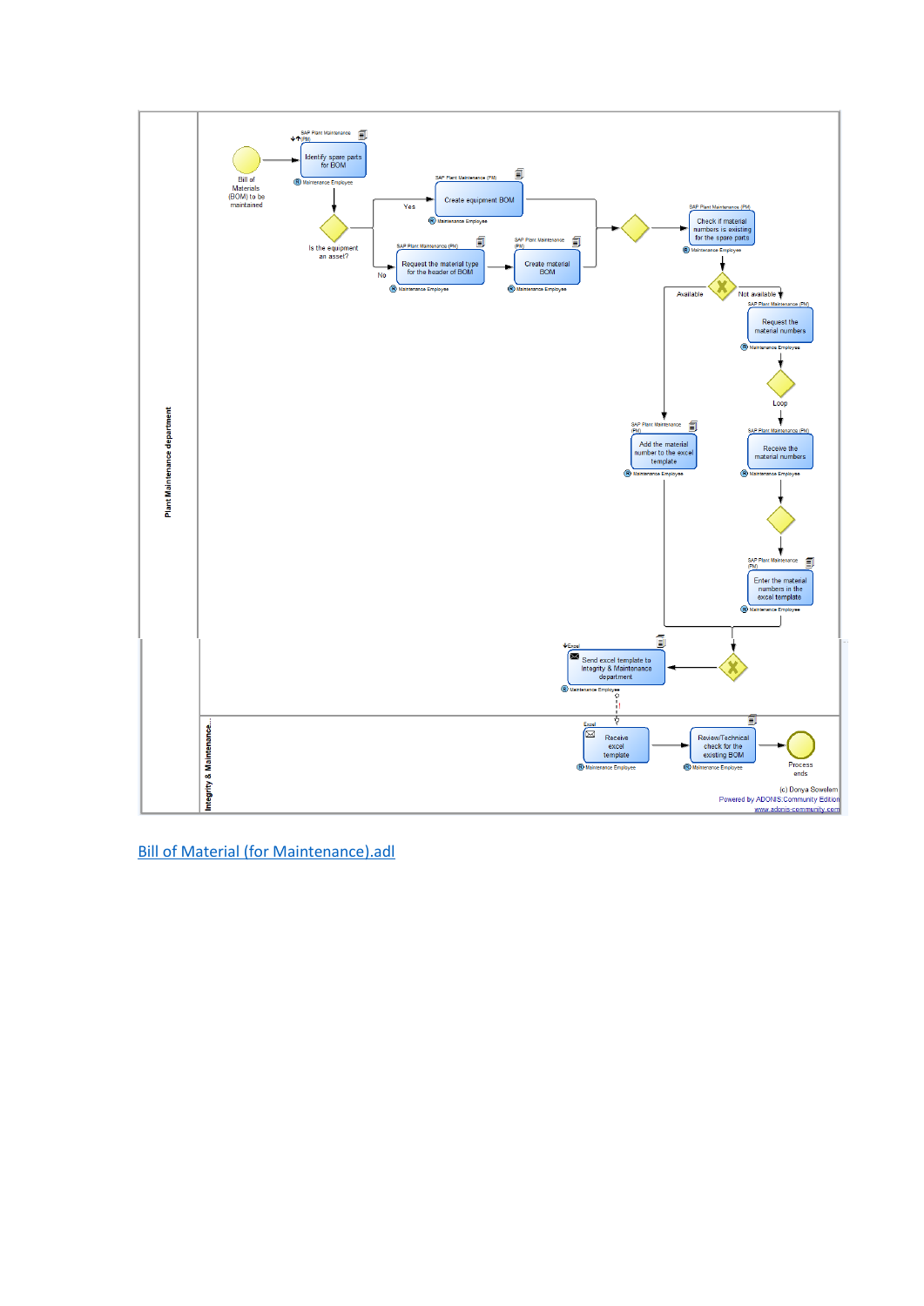Plant Maintenance department

Bill of Materials (BOM) to be maintained

SAP Plant Maintenance (PM)

Identify spare parts for BOM

Maintenance Employee

Is the equipment an asset?

Yes

No

SAP Plant Maintenance (PM)

Create equipment BOM

Maintenance Employee

SAP Plant Maintenance (PM)

Request the material type for the header of BOM

Maintenance Employee

SAP Plant Maintenance (PM)

Create material BOM

Maintenance Employee

SAP Plant Maintenance (PM)

Check if material numbers is existing for the spare parts

Maintenance Employee

Available

Not available

SAP Plant Maintenance (PM)

Request the material numbers

Maintenance Employee

Loop

SAP Plant Maintenance (PM)

Receive the material numbers

Maintenance Employee

SAP Plant Maintenance (PM)

Add the material number to the excel template

Maintenance Employee

SAP Plant Maintenance (PM)

Enter the material numbers in the excel template

Maintenance Employee

Excel

Send excel template to Integrity & Maintenance department

Maintenance Employee

Integrity & Maintenance...

Excel

Receive excel template

Maintenance Employee

Review/Technical check for the existing BOM

Maintenance Employee

Process ends

(c) Donya Sowelem

Powered by ADONIS:Community Edition

www.adonis-community.com

[Bill of Material (for Maintenance).adl]